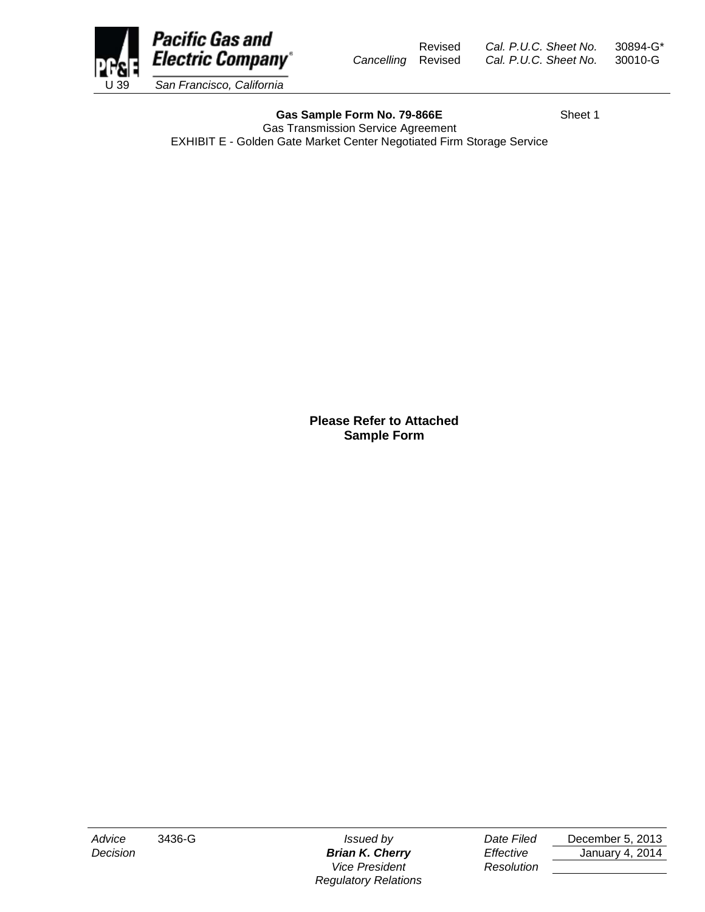Pacific Gas and Electric Company
U 39 San Francisco, California

| | | | |
|---|---|---|---|
| | Revised | *Cal. P.U.C. Sheet No.* | 30894-G* |
| *Cancelling* | Revised | *Cal. P.U.C. Sheet No.* | 30010-G |

**Gas Sample Form No. 79-866E** Sheet 1

Gas Transmission Service Agreement

EXHIBIT E - Golden Gate Market Center Negotiated Firm Storage Service

**Please Refer to Attached Sample Form**

| | | | | |
|---|---|---|---|---|
| *Advice* | 3436-G | *Issued by* | *Date Filed* | December 5, 2013 |
| *Decision* | | ***Brian K. Cherry*** | *Effective* | January 4, 2014 |
| | | *Vice President* | *Resolution* | |
| | | *Regulatory Relations* | | |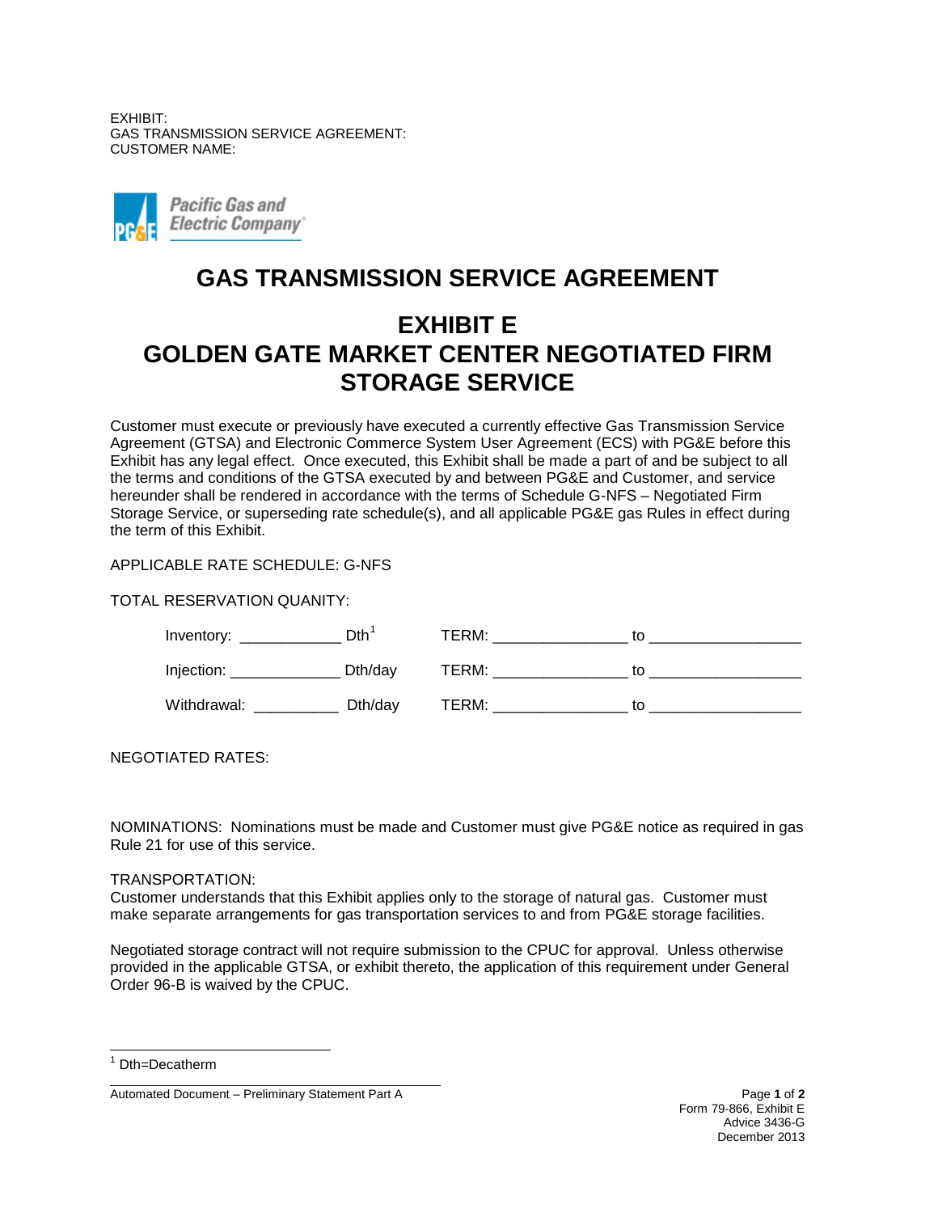EXHIBIT:
GAS TRANSMISSION SERVICE AGREEMENT:
CUSTOMER NAME:

Pacific Gas and Electric Company

# GAS TRANSMISSION SERVICE AGREEMENT

# EXHIBIT E
# GOLDEN GATE MARKET CENTER NEGOTIATED FIRM STORAGE SERVICE

Customer must execute or previously have executed a currently effective Gas Transmission Service Agreement (GTSA) and Electronic Commerce System User Agreement (ECS) with PG&E before this Exhibit has any legal effect. Once executed, this Exhibit shall be made a part of and be subject to all the terms and conditions of the GTSA executed by and between PG&E and Customer, and service hereunder shall be rendered in accordance with the terms of Schedule G-NFS – Negotiated Firm Storage Service, or superseding rate schedule(s), and all applicable PG&E gas Rules in effect during the term of this Exhibit.

APPLICABLE RATE SCHEDULE: G-NFS

TOTAL RESERVATION QUANITY:

Inventory: ____________ Dth[1] TERM: ________________ to __________________

Injection: _____________ Dth/day TERM: ________________ to __________________

Withdrawal: __________ Dth/day TERM: ________________ to __________________

NEGOTIATED RATES:

NOMINATIONS: Nominations must be made and Customer must give PG&E notice as required in gas Rule 21 for use of this service.

TRANSPORTATION:
Customer understands that this Exhibit applies only to the storage of natural gas. Customer must make separate arrangements for gas transportation services to and from PG&E storage facilities.

Negotiated storage contract will not require submission to the CPUC for approval. Unless otherwise provided in the applicable GTSA, or exhibit thereto, the application of this requirement under General Order 96-B is waived by the CPUC.

[1] Dth=Decatherm

Automated Document – Preliminary Statement Part A

Form 79-866, Exhibit E
Advice 3436-G
December 2013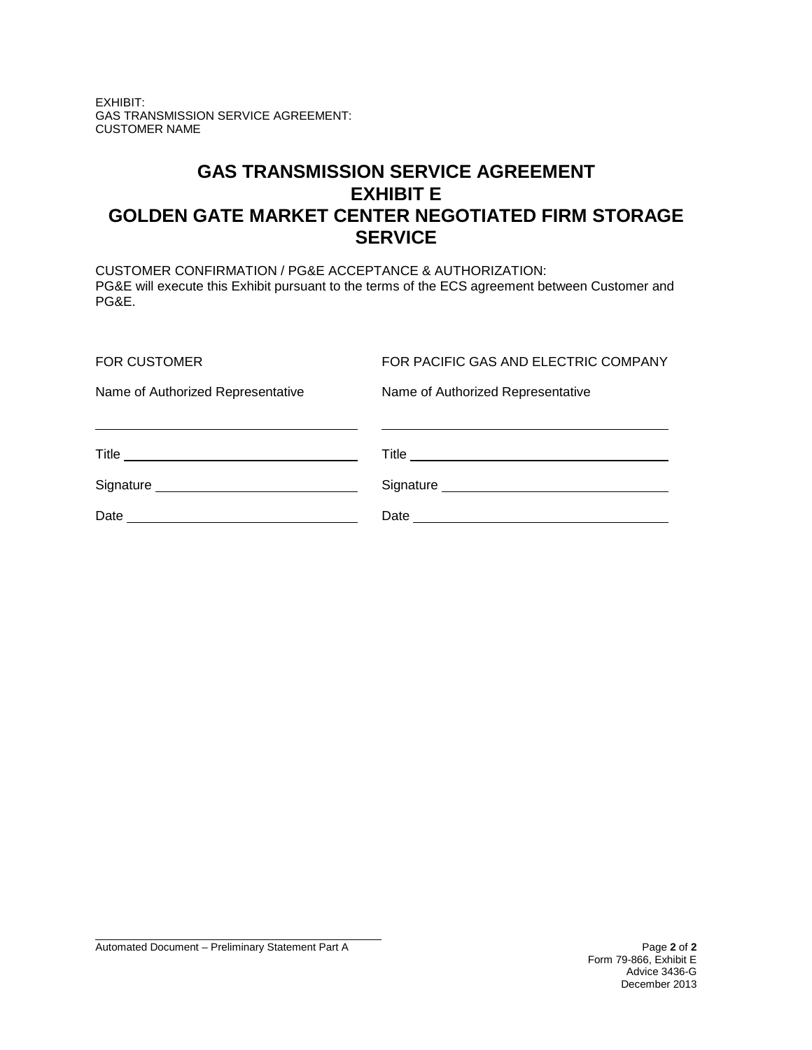EXHIBIT:
GAS TRANSMISSION SERVICE AGREEMENT:
CUSTOMER NAME

# GAS TRANSMISSION SERVICE AGREEMENT
# EXHIBIT E
# GOLDEN GATE MARKET CENTER NEGOTIATED FIRM STORAGE SERVICE

CUSTOMER CONFIRMATION / PG&E ACCEPTANCE & AUTHORIZATION:
PG&E will execute this Exhibit pursuant to the terms of the ECS agreement between Customer and PG&E.

| FOR CUSTOMER | FOR PACIFIC GAS AND ELECTRIC COMPANY |
|---|---|
| Name of Authorized Representative | Name of Authorized Representative |
| ______________________________ | ______________________________ |
| Title ______________________________ | Title ______________________________ |
| Signature ______________________________ | Signature ______________________________ |
| Date ______________________________ | Date ______________________________ |

Automated Document – Preliminary Statement Part A

Form 79-866, Exhibit E
Advice 3436-G
December 2013